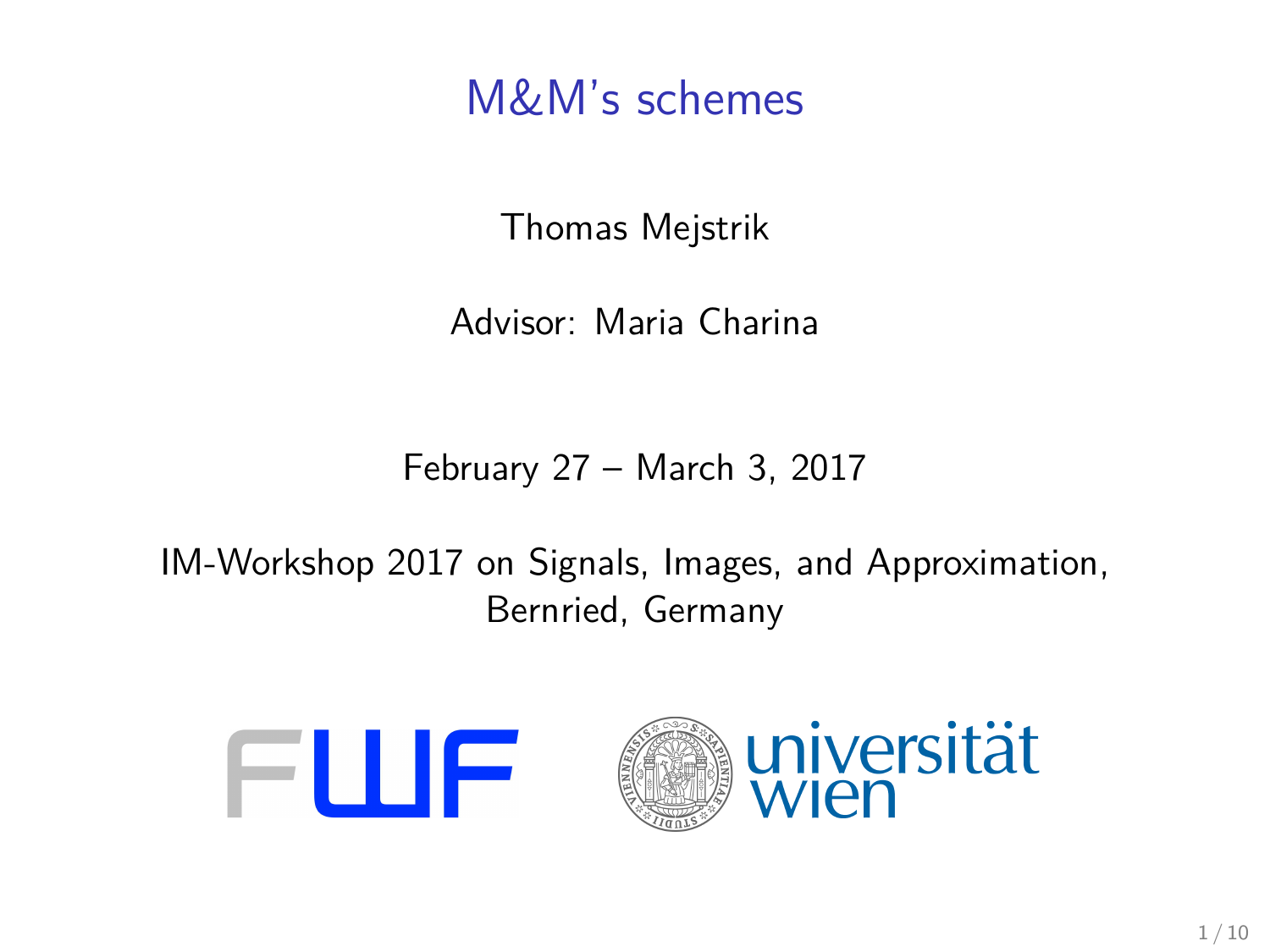# M&M's schemes

Thomas Mejstrik

Advisor: Maria Charina

February 27 – March 3, 2017

IM-Workshop 2017 on Signals, Images, and Approximation, Bernried, Germany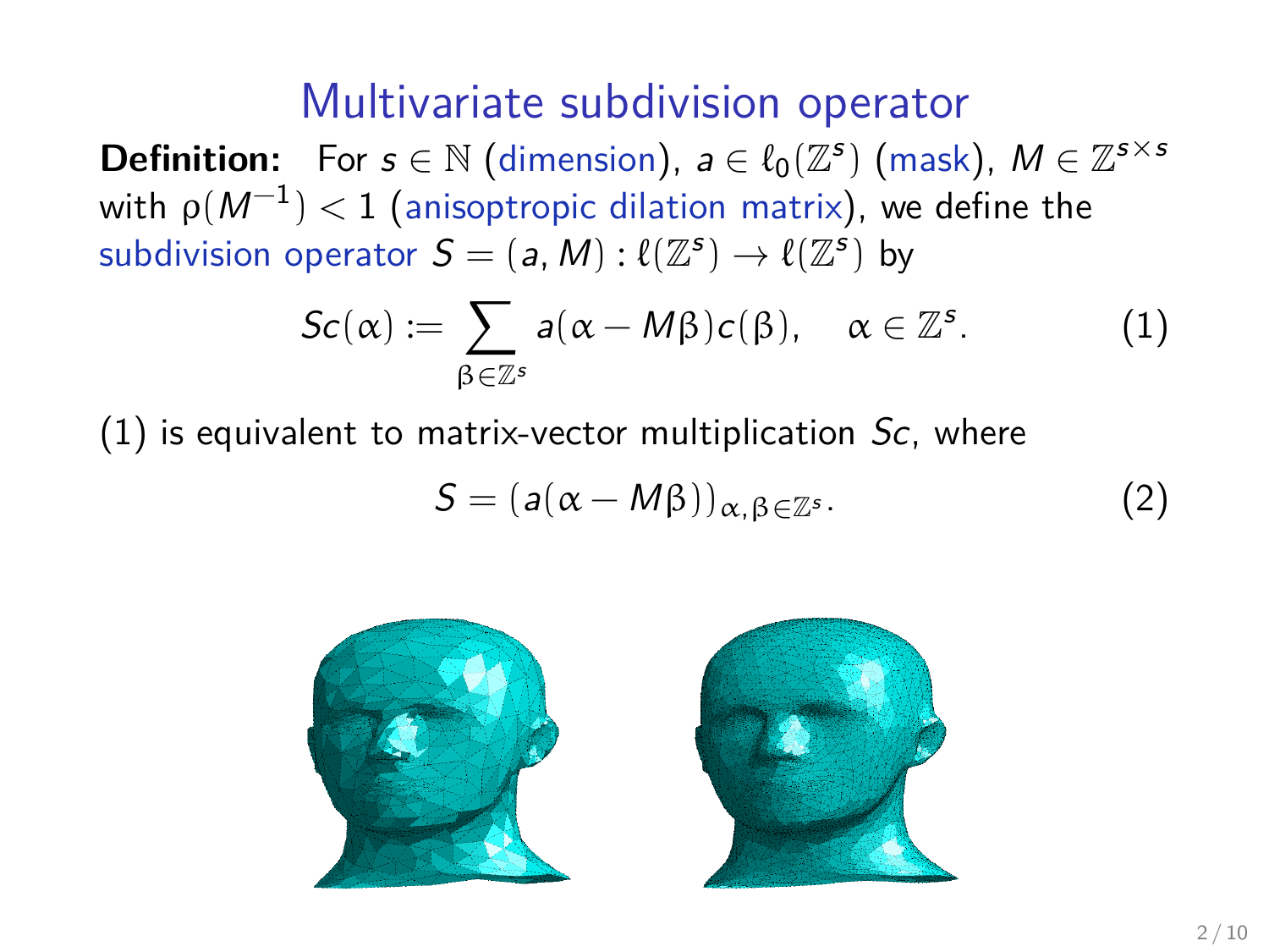# Multivariate subdivision operator

**Definition:** For $s \in \mathbb{N}$ (dimension), $a \in \ell_0(\mathbb{Z}^s)$ (mask), $M \in \mathbb{Z}^{s\times s}$ with $\rho(M^{-1}) < 1$ (anisoptropic dilation matrix), we define the subdivision operator $S = (a, M) : \ell(\mathbb{Z}^s) \to \ell(\mathbb{Z}^s)$ by

$$Sc(\alpha) := \sum_{\beta\in\mathbb{Z}^s} a(\alpha - M\beta)c(\beta), \quad \alpha \in \mathbb{Z}^s. \tag{1}$$

(1) is equivalent to matrix-vector multiplication $Sc$, where

$$S = (a(\alpha - M\beta))_{\alpha,\beta\in\mathbb{Z}^s}. \tag{2}$$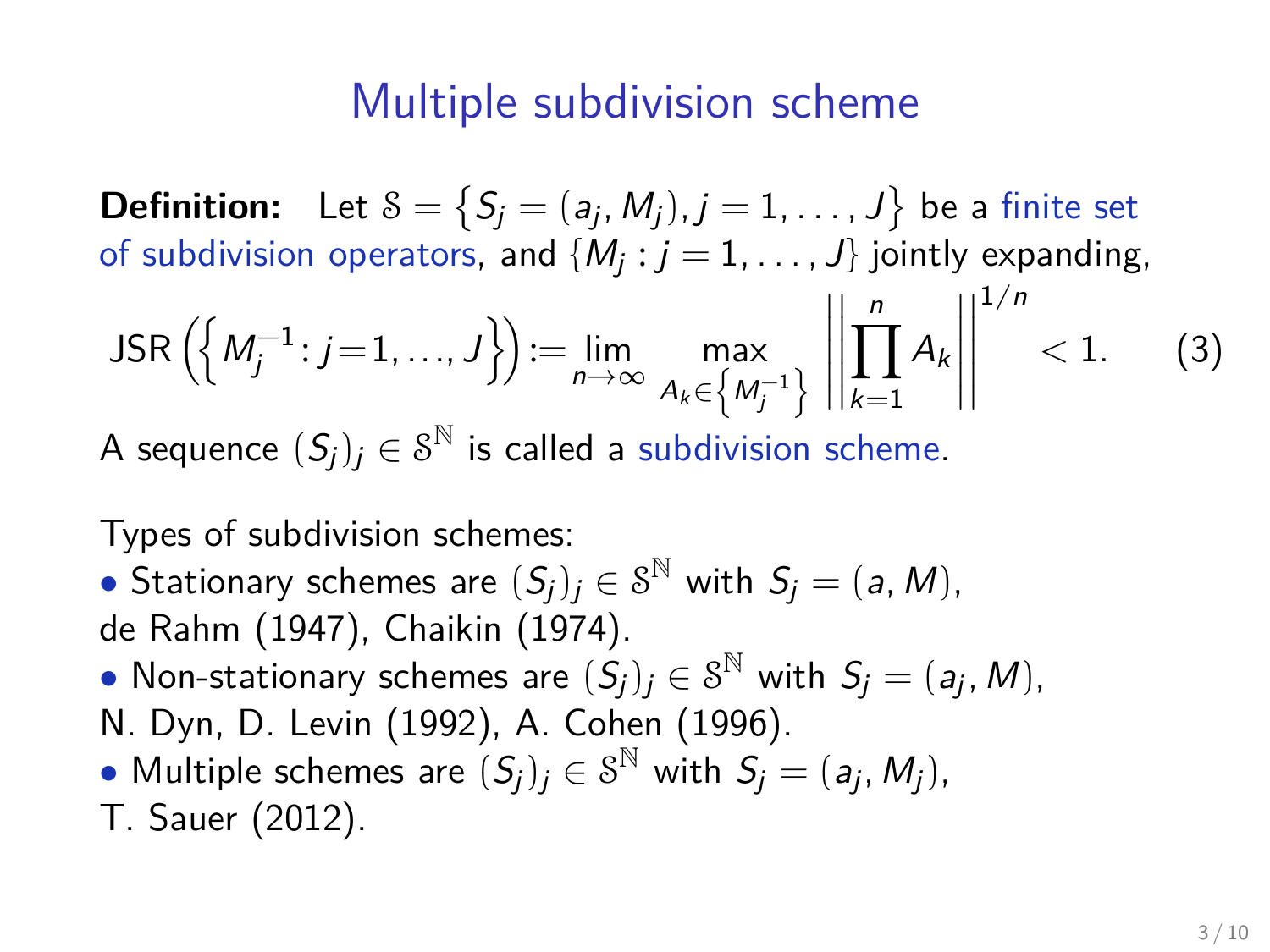# Multiple subdivision scheme

**Definition:** Let $\mathcal{S} = \left\{ S_j = (a_j, M_j), j = 1, \ldots, J \right\}$ be a finite set of subdivision operators, and $\{M_j : j = 1, \ldots, J\}$ jointly expanding,

$$\mathrm{JSR}\left( \left\{ M_j^{-1} : j = 1, \ldots, J \right\} \right) := \lim_{n \to \infty} \max_{A_k \in \left\{ M_j^{-1} \right\}} \left\| \prod_{k=1}^{n} A_k \right\|^{1/n} < 1. \qquad (3)$$

A sequence $(S_j)_j \in \mathcal{S}^{\mathbb{N}}$ is called a subdivision scheme.

Types of subdivision schemes:

- Stationary schemes are $(S_j)_j \in \mathcal{S}^{\mathbb{N}}$ with $S_j = (a, M)$, de Rahm (1947), Chaikin (1974).
- Non-stationary schemes are $(S_j)_j \in \mathcal{S}^{\mathbb{N}}$ with $S_j = (a_j, M)$, N. Dyn, D. Levin (1992), A. Cohen (1996).
- Multiple schemes are $(S_j)_j \in \mathcal{S}^{\mathbb{N}}$ with $S_j = (a_j, M_j)$, T. Sauer (2012).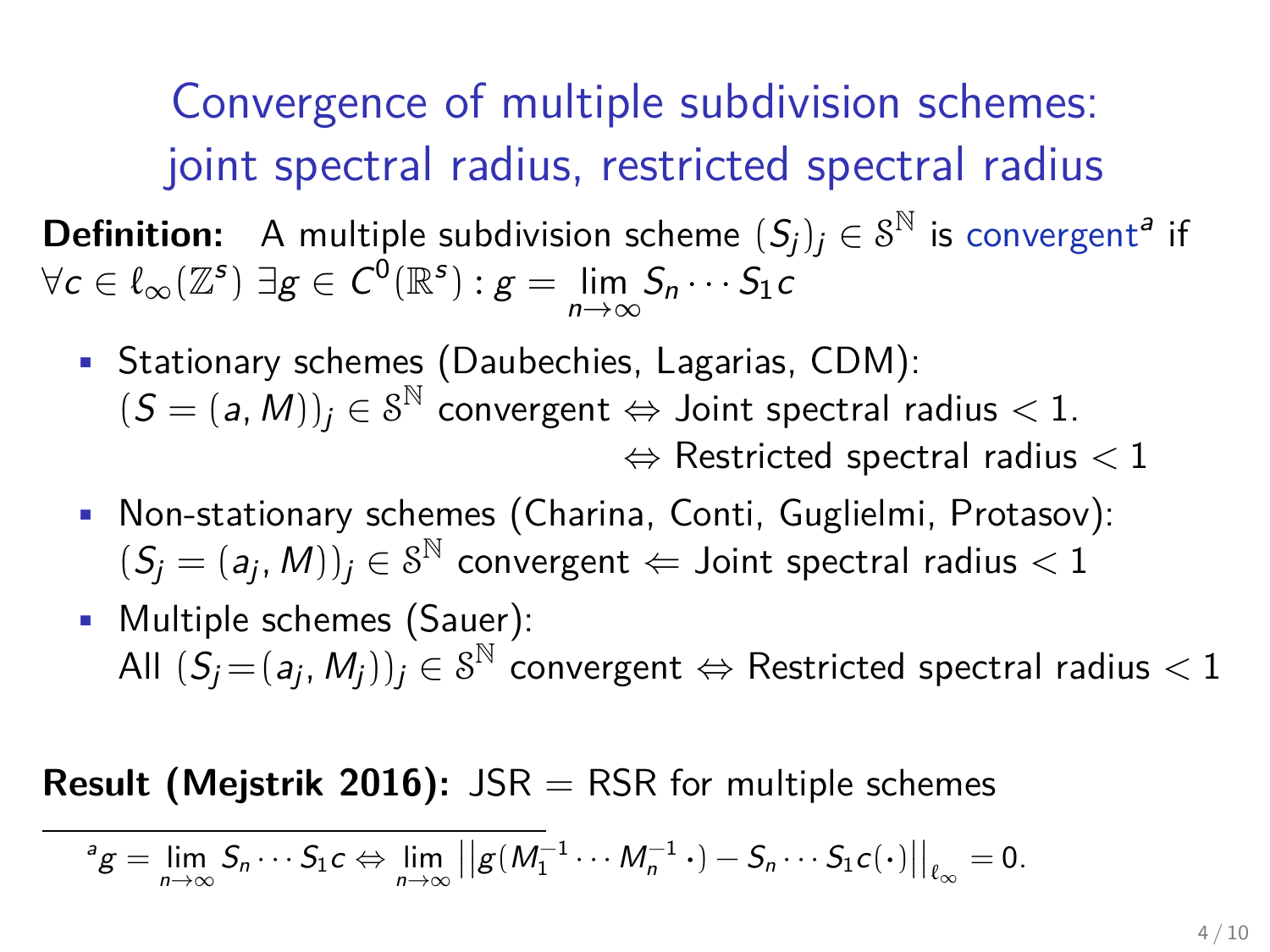# Convergence of multiple subdivision schemes: joint spectral radius, restricted spectral radius

**Definition:** A multiple subdivision scheme $(S_j)_j \in \mathcal{S}^{\mathbb{N}}$ is convergent[a] if $\forall c \in \ell_\infty(\mathbb{Z}^s)\ \exists g \in C^0(\mathbb{R}^s) : g = \lim_{n\to\infty} S_n \cdots S_1 c$

- Stationary schemes (Daubechies, Lagarias, CDM):
  $(S = (a, M))_j \in \mathcal{S}^{\mathbb{N}}$ convergent $\Leftrightarrow$ Joint spectral radius $< 1$.
  $\Leftrightarrow$ Restricted spectral radius $< 1$
- Non-stationary schemes (Charina, Conti, Guglielmi, Protasov):
  $(S_j = (a_j, M))_j \in \mathcal{S}^{\mathbb{N}}$ convergent $\Leftarrow$ Joint spectral radius $< 1$
- Multiple schemes (Sauer):
  All $(S_j = (a_j, M_j))_j \in \mathcal{S}^{\mathbb{N}}$ convergent $\Leftrightarrow$ Restricted spectral radius $< 1$

**Result (Mejstrik 2016):** JSR = RSR for multiple schemes

[a] $g = \lim_{n\to\infty} S_n \cdots S_1 c \Leftrightarrow \lim_{n\to\infty} \left|\left| g(M_1^{-1} \cdots M_n^{-1}\, \cdot) - S_n \cdots S_1 c(\cdot) \right|\right|_{\ell_\infty} = 0.$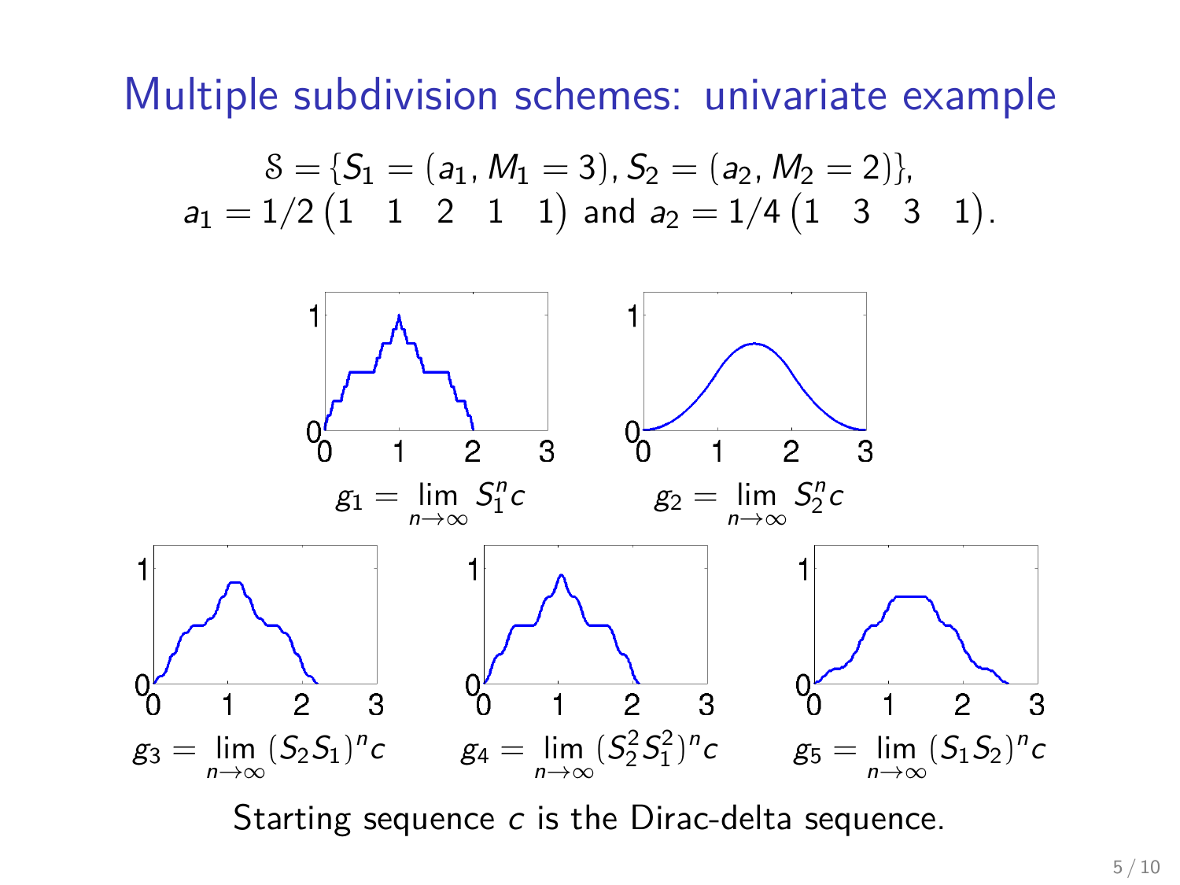# Multiple subdivision schemes: univariate example

$$\mathcal{S} = \{S_1 = (a_1, M_1 = 3), S_2 = (a_2, M_2 = 2)\},$$
$$a_1 = 1/2\begin{pmatrix}1 & 1 & 2 & 1 & 1\end{pmatrix} \text{ and } a_2 = 1/4\begin{pmatrix}1 & 3 & 3 & 1\end{pmatrix}.$$

$g_1 = \lim_{n\to\infty} S_1^n c$

$g_2 = \lim_{n\to\infty} S_2^n c$

$g_3 = \lim_{n\to\infty} (S_2 S_1)^n c$

$g_4 = \lim_{n\to\infty} (S_2^2 S_1^2)^n c$

$g_5 = \lim_{n\to\infty} (S_1 S_2)^n c$

Starting sequence $c$ is the Dirac-delta sequence.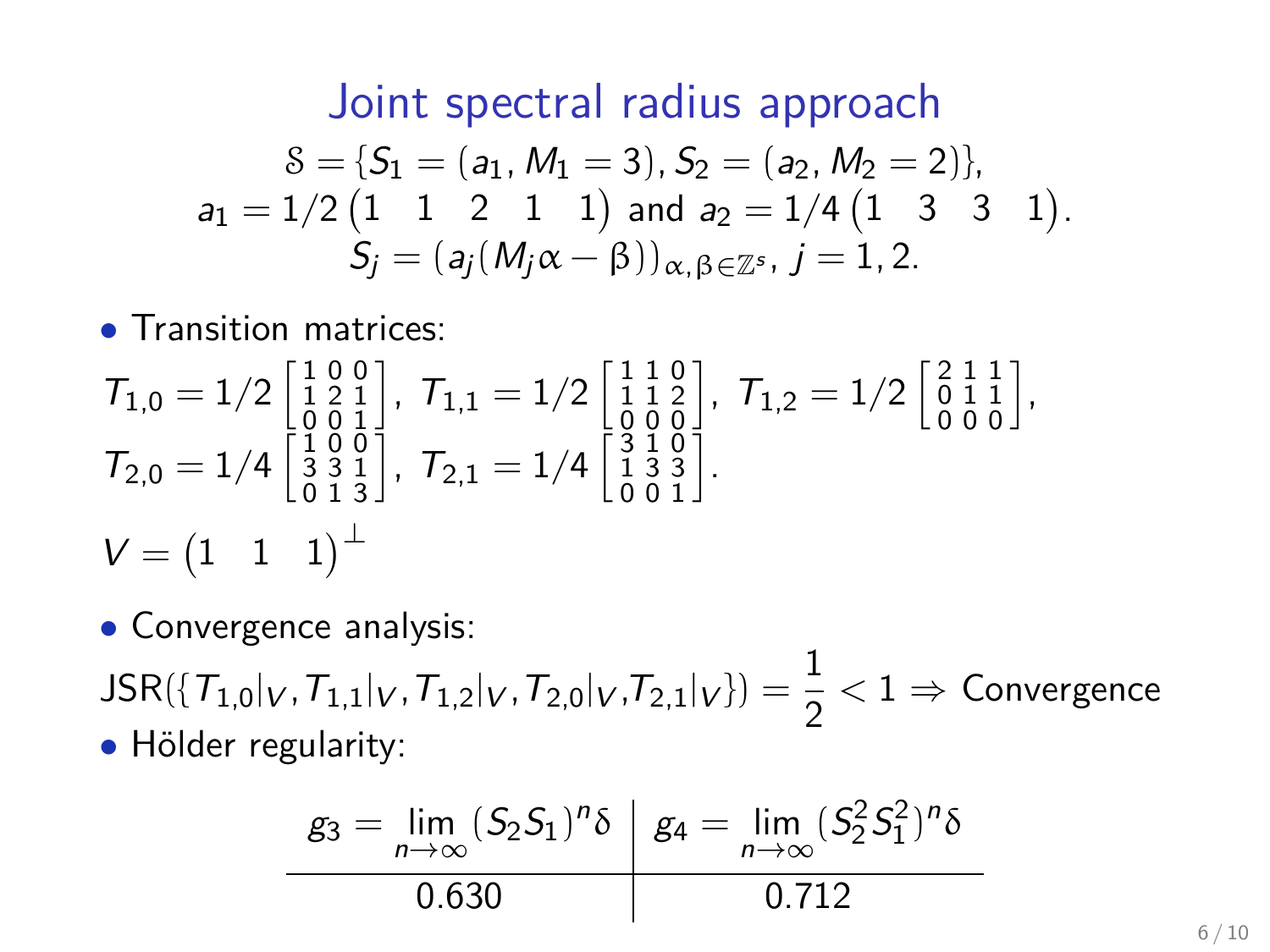# Joint spectral radius approach

$$\mathcal{S} = \{S_1 = (a_1, M_1 = 3), S_2 = (a_2, M_2 = 2)\},$$
$$a_1 = 1/2\begin{pmatrix}1 & 1 & 2 & 1 & 1\end{pmatrix} \text{ and } a_2 = 1/4\begin{pmatrix}1 & 3 & 3 & 1\end{pmatrix}.$$
$$S_j = (a_j(M_j\alpha - \beta))_{\alpha,\beta\in\mathbb{Z}^s},\ j = 1,2.$$

- Transition matrices:

$$T_{1,0} = 1/2\begin{bmatrix}1&0&0\\1&2&1\\0&0&1\end{bmatrix},\ T_{1,1} = 1/2\begin{bmatrix}1&1&0\\1&1&2\\0&0&0\end{bmatrix},\ T_{1,2} = 1/2\begin{bmatrix}2&1&1\\0&1&1\\0&0&0\end{bmatrix},$$
$$T_{2,0} = 1/4\begin{bmatrix}1&0&0\\3&3&1\\0&1&3\end{bmatrix},\ T_{2,1} = 1/4\begin{bmatrix}3&1&0\\1&3&3\\0&0&1\end{bmatrix}.$$
$$V = \begin{pmatrix}1 & 1 & 1\end{pmatrix}^{\perp}$$

- Convergence analysis:

$$\mathrm{JSR}(\{T_{1,0}|_V, T_{1,1}|_V, T_{1,2}|_V, T_{2,0}|_V, T_{2,1}|_V\}) = \frac{1}{2} < 1 \Rightarrow \text{Convergence}$$

- Hölder regularity:

| $g_3 = \lim_{n\to\infty}(S_2S_1)^n\delta$ | $g_4 = \lim_{n\to\infty}(S_2^2S_1^2)^n\delta$ |
|---|---|
| 0.630 | 0.712 |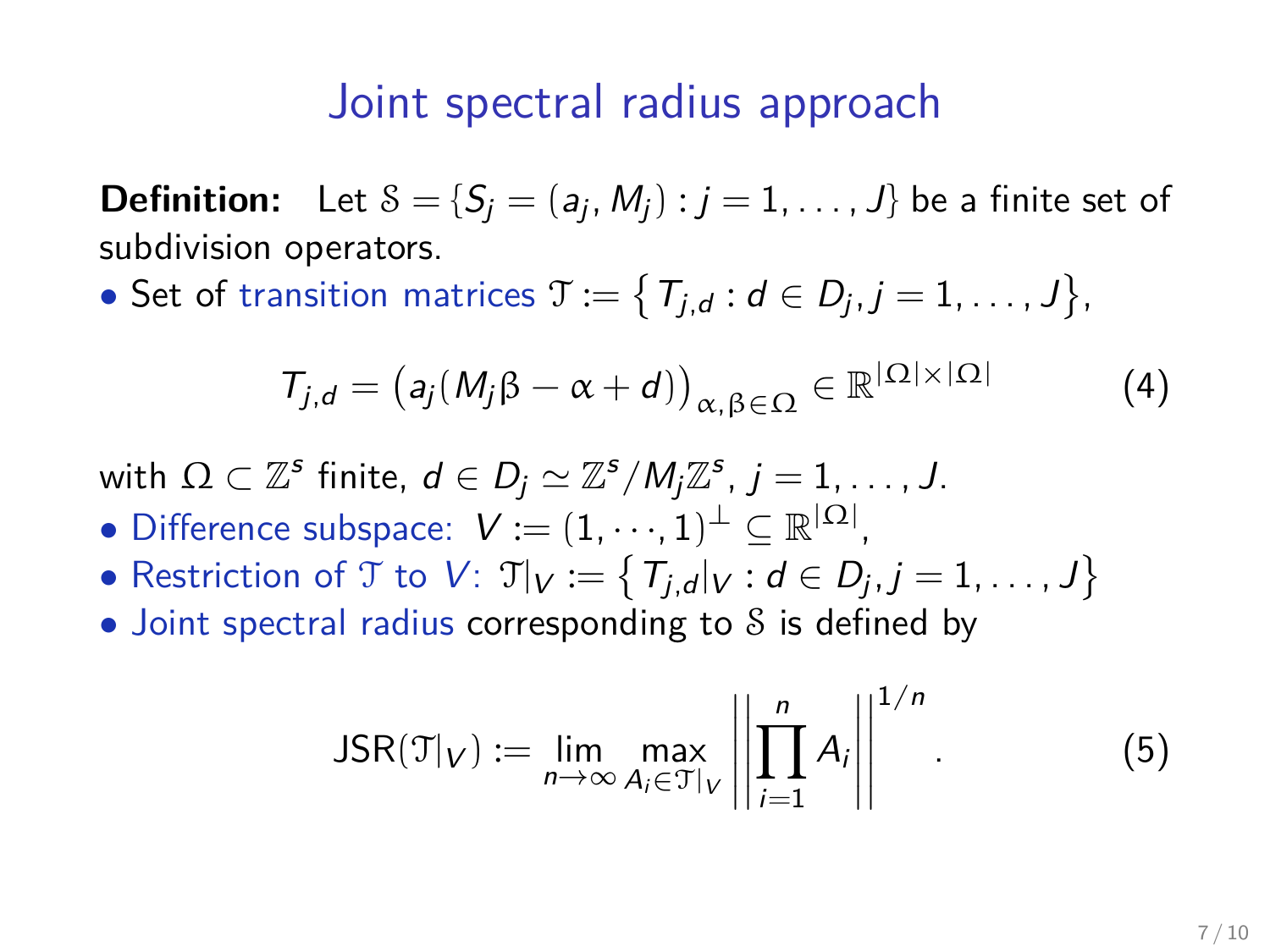# Joint spectral radius approach

**Definition:** Let $\mathcal{S} = \{S_j = (a_j, M_j) : j = 1, \ldots, J\}$ be a finite set of subdivision operators.

- Set of transition matrices $\mathcal{T} := \{ T_{j,d} : d \in D_j, j = 1, \ldots, J \}$,

$$T_{j,d} = \left( a_j(M_j\beta - \alpha + d) \right)_{\alpha, \beta \in \Omega} \in \mathbb{R}^{|\Omega| \times |\Omega|} \tag{4}$$

with $\Omega \subset \mathbb{Z}^s$ finite, $d \in D_j \simeq \mathbb{Z}^s / M_j \mathbb{Z}^s$, $j = 1, \ldots, J$.

- Difference subspace: $V := (1, \cdots, 1)^\perp \subseteq \mathbb{R}^{|\Omega|}$,
- Restriction of $\mathcal{T}$ to $V$: $\mathcal{T}|_V := \{ T_{j,d}|_V : d \in D_j, j = 1, \ldots, J \}$
- Joint spectral radius corresponding to $\mathcal{S}$ is defined by

$$\mathrm{JSR}(\mathcal{T}|_V) := \lim_{n \to \infty} \max_{A_i \in \mathcal{T}|_V} \left\| \prod_{i=1}^{n} A_i \right\|^{1/n}. \tag{5}$$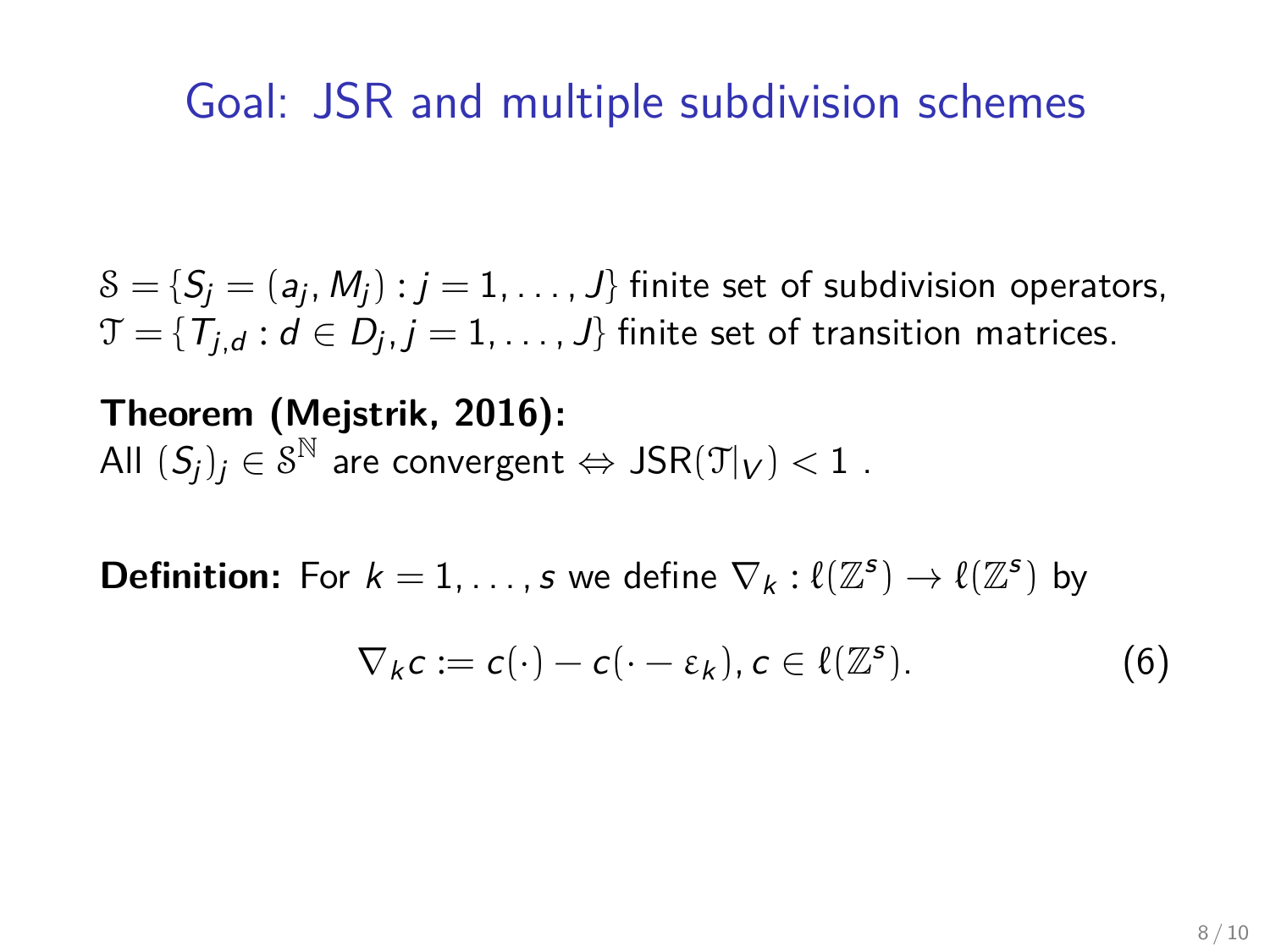# Goal: JSR and multiple subdivision schemes

$\mathcal{S} = \{S_j = (a_j, M_j) : j = 1, \dots, J\}$ finite set of subdivision operators,
$\mathcal{T} = \{T_{j,d} : d \in D_j, j = 1, \dots, J\}$ finite set of transition matrices.

**Theorem (Mejstrik, 2016):**
All $(S_j)_j \in \mathcal{S}^{\mathbb{N}}$ are convergent $\Leftrightarrow$ $\mathrm{JSR}(\mathcal{T}|_V) < 1$ .

**Definition:** For $k = 1, \dots, s$ we define $\nabla_k : \ell(\mathbb{Z}^s) \to \ell(\mathbb{Z}^s)$ by

$$\nabla_k c := c(\cdot) - c(\cdot - \varepsilon_k), c \in \ell(\mathbb{Z}^s). \tag{6}$$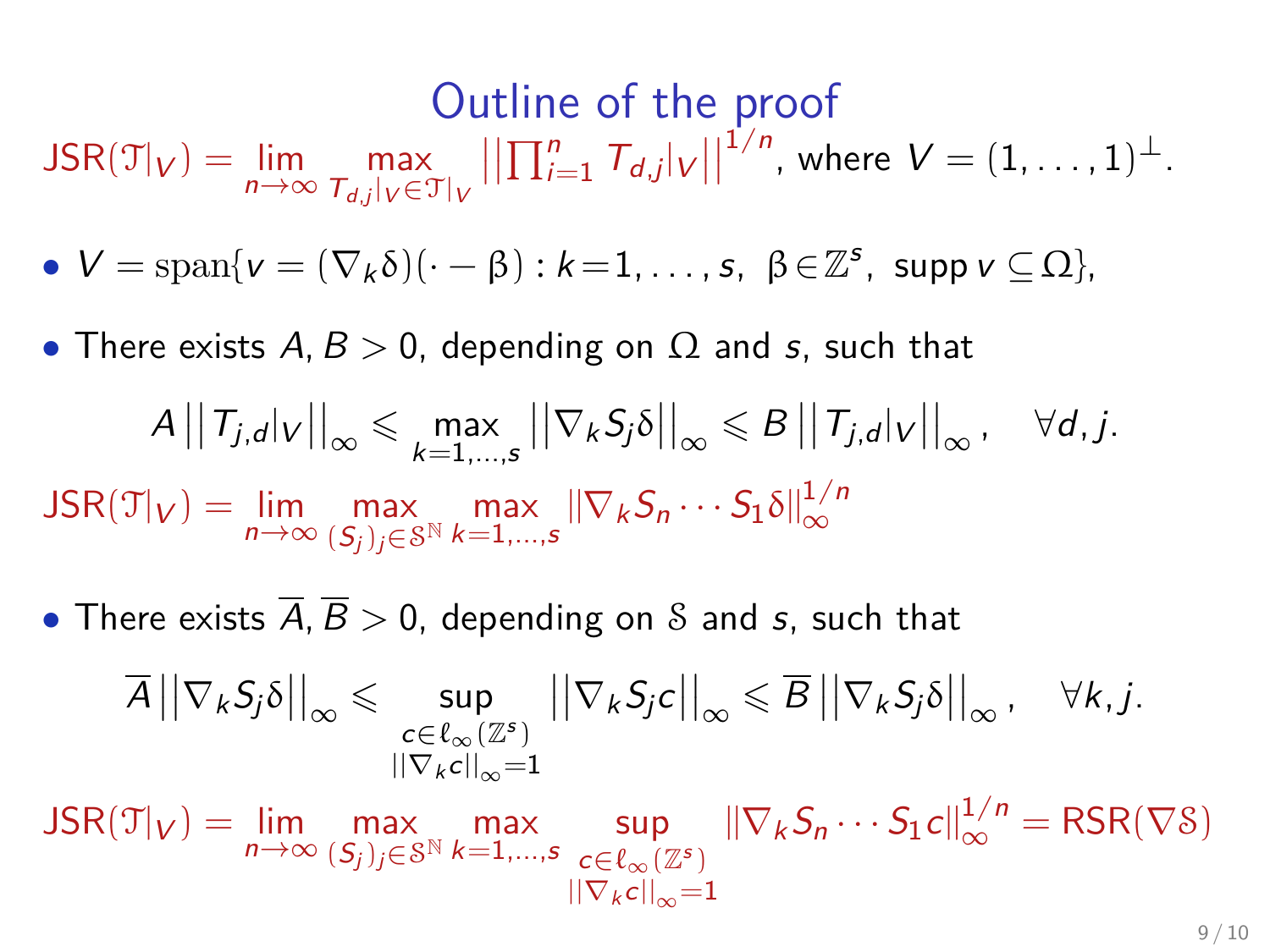# Outline of the proof

$\mathrm{JSR}(\mathcal{T}|_V) = \lim_{n\to\infty} \max_{T_{d,j}|_V \in \mathcal{T}|_V} \left|\left|\prod_{i=1}^n T_{d,j}|_V\right|\right|^{1/n}$, where $V = (1,\ldots,1)^\perp$.

- $V = \mathrm{span}\{v = (\nabla_k \delta)(\cdot - \beta) : k = 1,\ldots,s,\ \beta \in \mathbb{Z}^s,\ \mathrm{supp}\, v \subseteq \Omega\}$,
- There exists $A, B > 0$, depending on $\Omega$ and $s$, such that

$$A \left|\left| T_{j,d}|_V \right|\right|_\infty \leqslant \max_{k=1,\ldots,s} \left|\left|\nabla_k S_j \delta\right|\right|_\infty \leqslant B \left|\left| T_{j,d}|_V \right|\right|_\infty, \quad \forall d, j.$$

$$\mathrm{JSR}(\mathcal{T}|_V) = \lim_{n\to\infty} \max_{(S_j)_j \in \mathcal{S}^{\mathbb{N}}} \max_{k=1,\ldots,s} \|\nabla_k S_n \cdots S_1 \delta\|_\infty^{1/n}$$

- There exists $\overline{A}, \overline{B} > 0$, depending on $\mathcal{S}$ and $s$, such that

$$\overline{A} \left|\left|\nabla_k S_j \delta\right|\right|_\infty \leqslant \sup_{\substack{c \in \ell_\infty(\mathbb{Z}^s) \\ ||\nabla_k c||_\infty = 1}} \left|\left|\nabla_k S_j c\right|\right|_\infty \leqslant \overline{B} \left|\left|\nabla_k S_j \delta\right|\right|_\infty, \quad \forall k, j.$$

$$\mathrm{JSR}(\mathcal{T}|_V) = \lim_{n\to\infty} \max_{(S_j)_j \in \mathcal{S}^{\mathbb{N}}} \max_{k=1,\ldots,s} \sup_{\substack{c \in \ell_\infty(\mathbb{Z}^s) \\ ||\nabla_k c||_\infty = 1}} \|\nabla_k S_n \cdots S_1 c\|_\infty^{1/n} = \mathrm{RSR}(\nabla \mathcal{S})$$